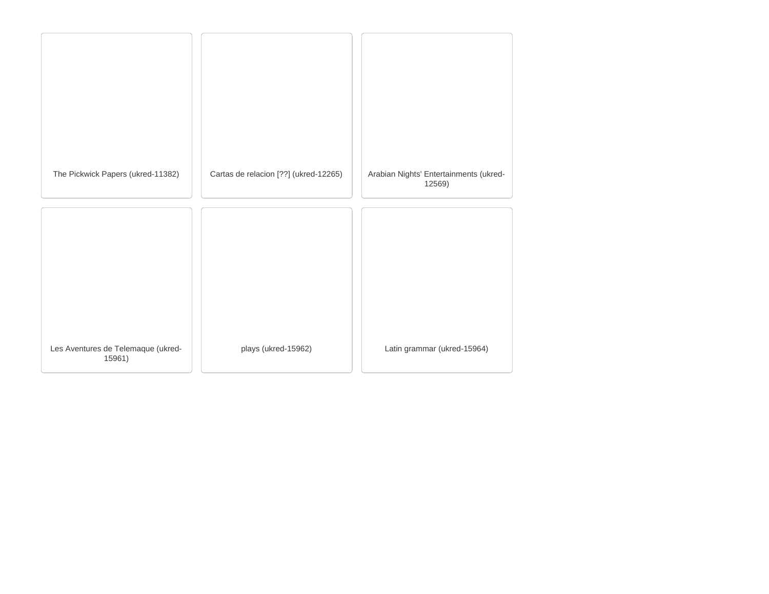The Pickwick Papers (ukred-11382)

Cartas de relacion [??] (ukred-12265)

Arabian Nights' Entertainments (ukred-12569)

Les Aventures de Telemaque (ukred-15961)

plays (ukred-15962)

Latin grammar (ukred-15964)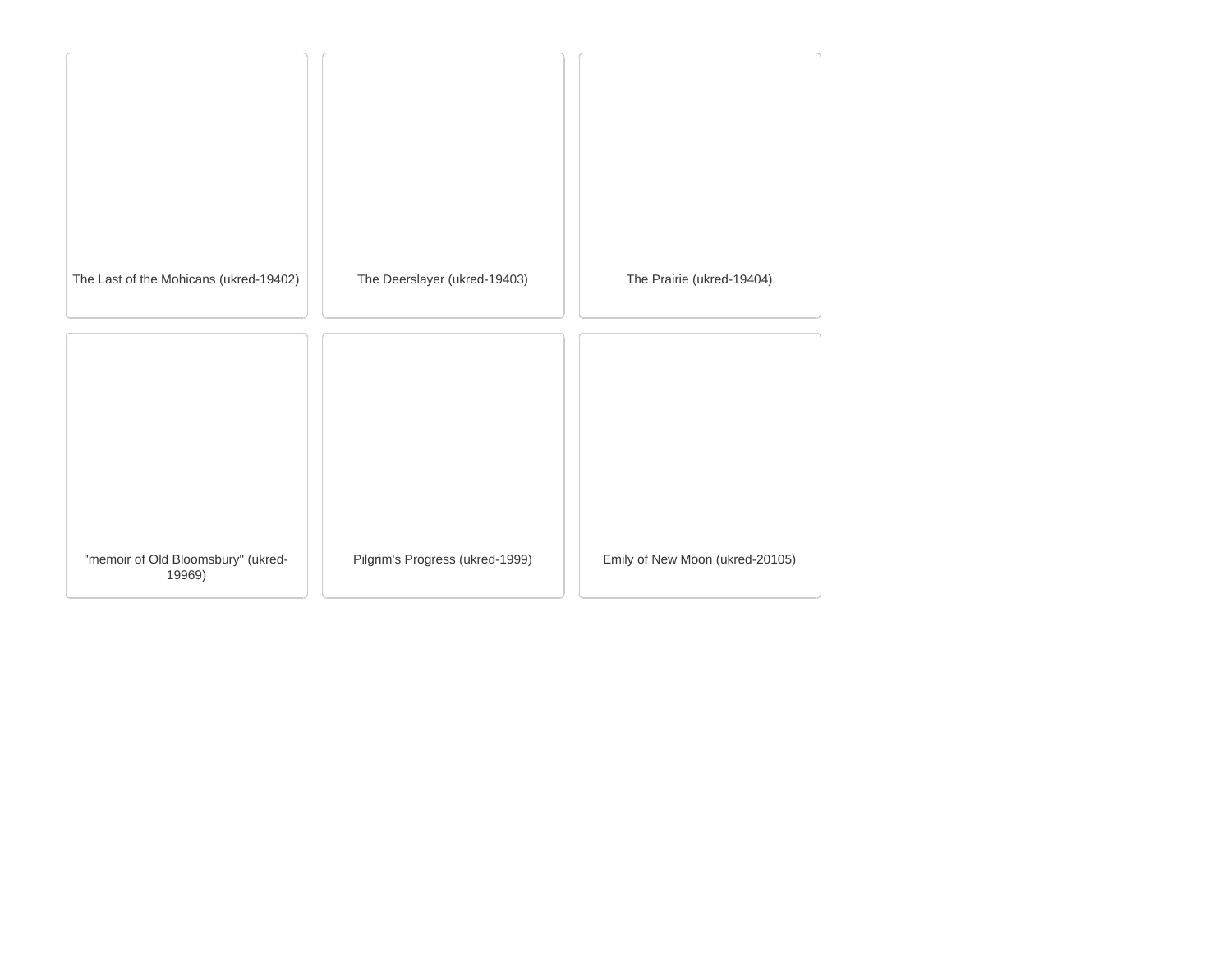The Last of the Mohicans (ukred-19402)

The Deerslayer (ukred-19403)

The Prairie (ukred-19404)

"memoir of Old Bloomsbury" (ukred-19969)

Pilgrim's Progress (ukred-1999)

Emily of New Moon (ukred-20105)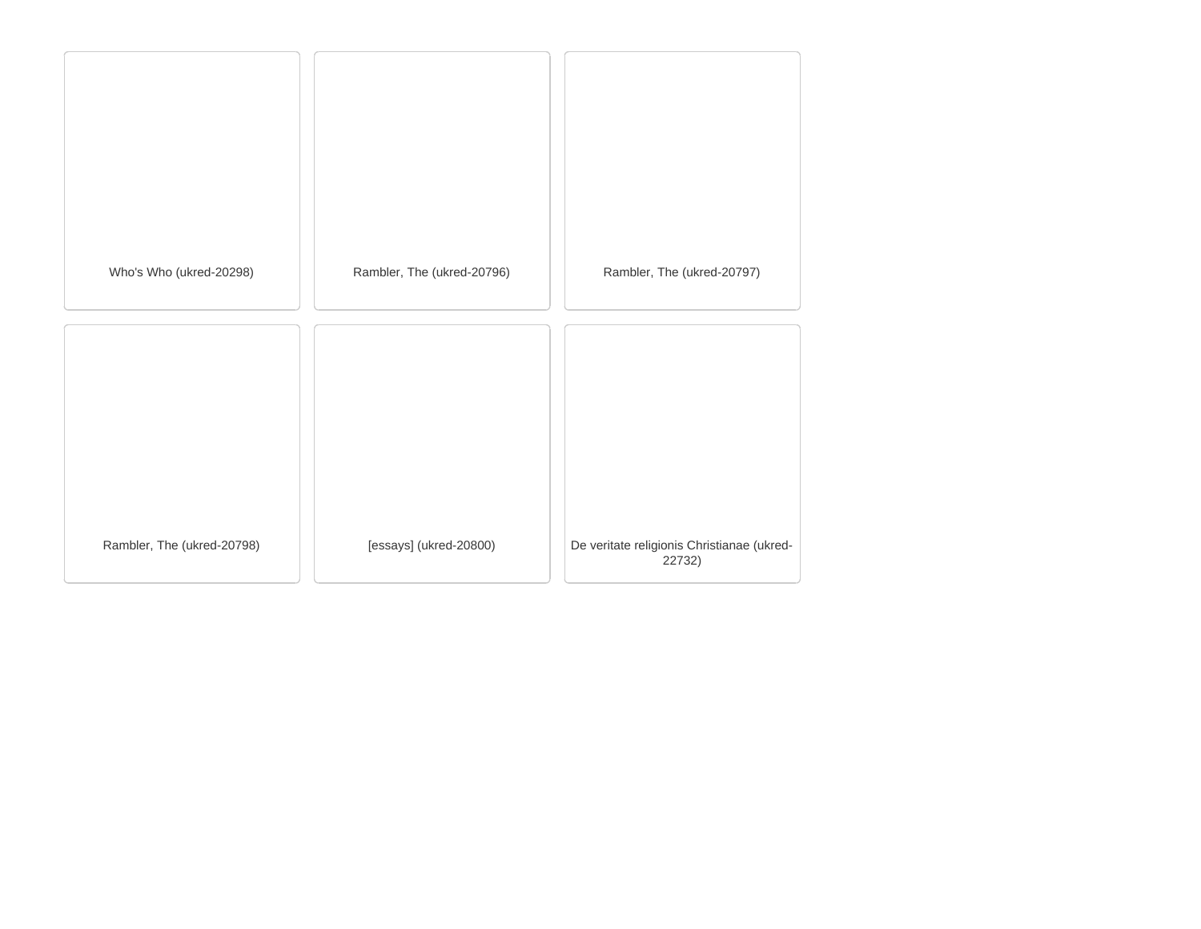Who's Who (ukred-20298)

Rambler, The (ukred-20796)

Rambler, The (ukred-20797)

Rambler, The (ukred-20798)

[essays] (ukred-20800)

De veritate religionis Christianae (ukred-22732)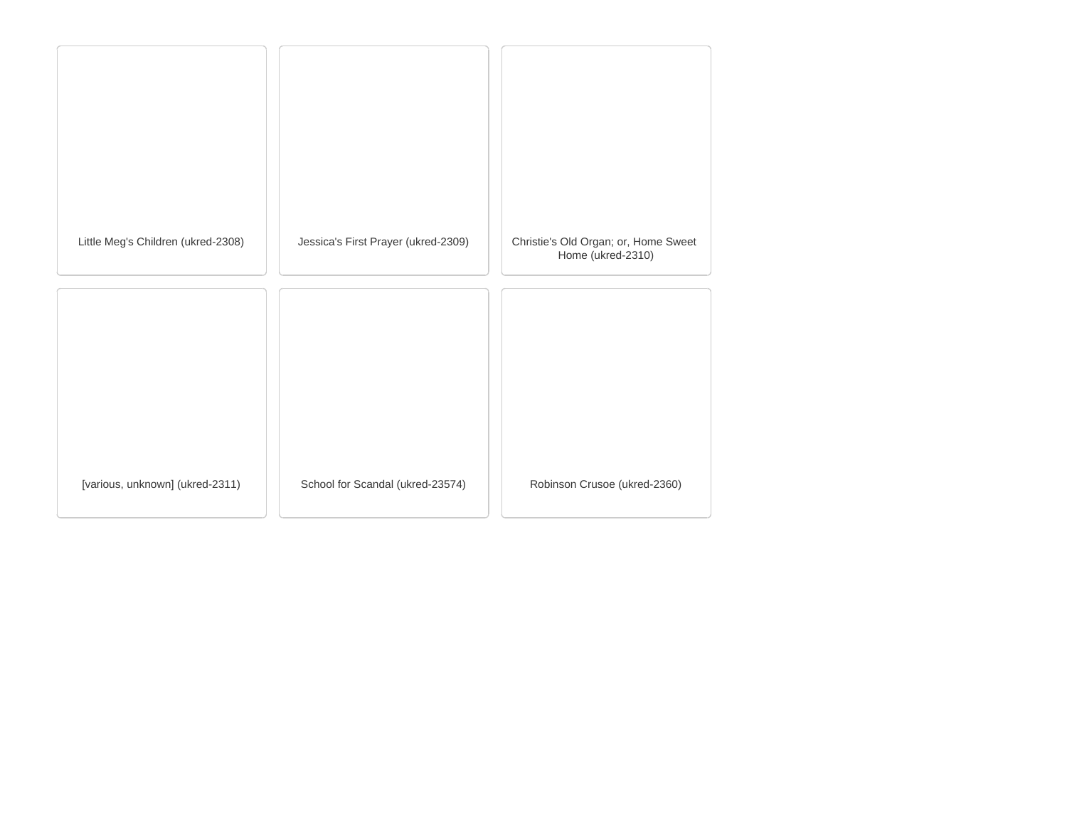Little Meg's Children (ukred-2308)

Jessica's First Prayer (ukred-2309)

Christie's Old Organ; or, Home Sweet Home (ukred-2310)

[various, unknown] (ukred-2311)

School for Scandal (ukred-23574)

Robinson Crusoe (ukred-2360)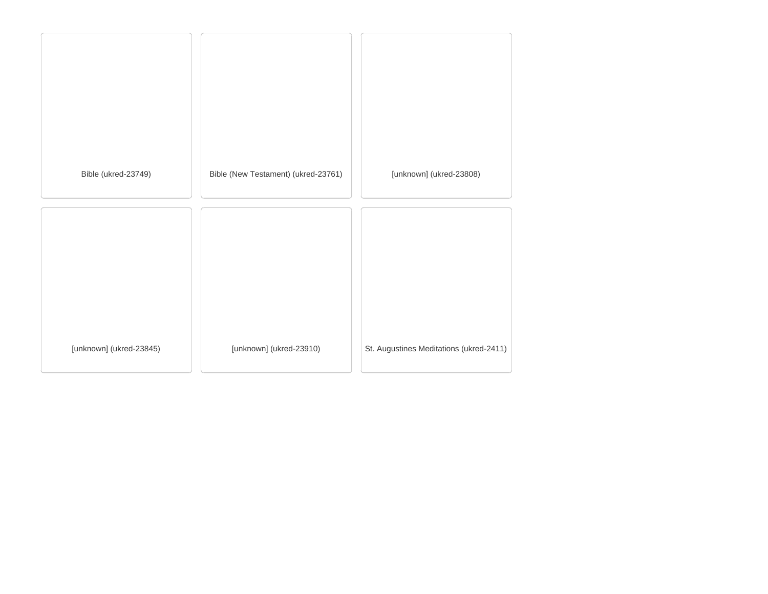Bible (ukred-23749)

Bible (New Testament) (ukred-23761)

[unknown] (ukred-23808)

[unknown] (ukred-23845)

[unknown] (ukred-23910)

St. Augustines Meditations (ukred-2411)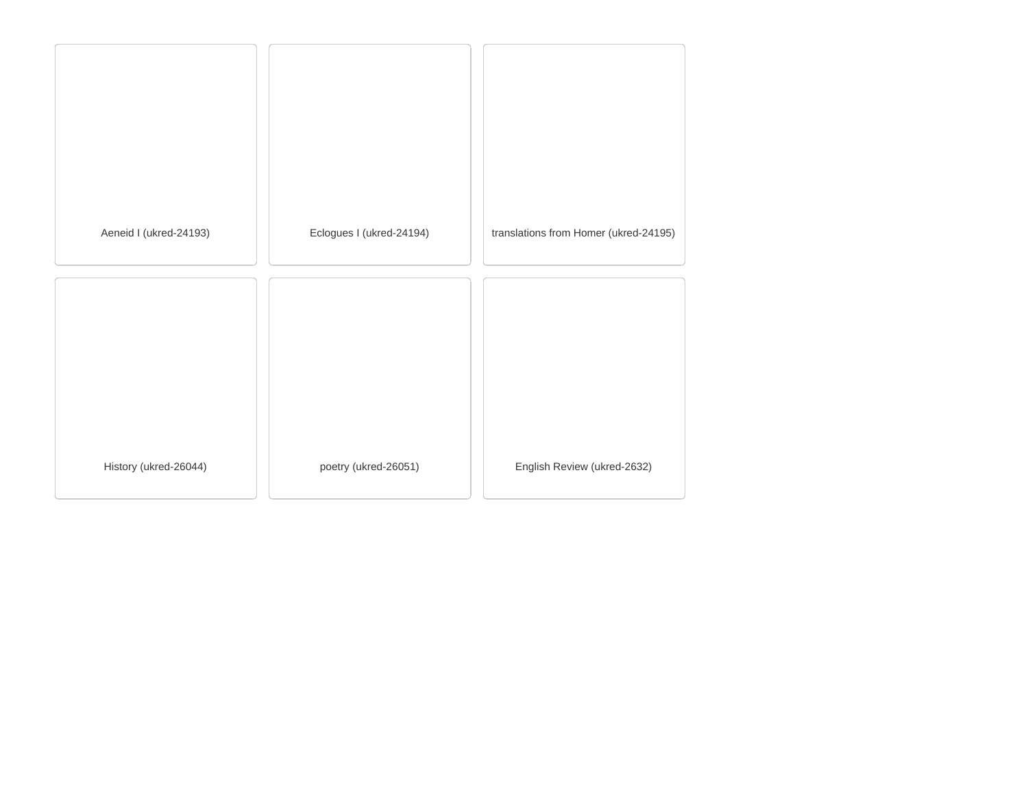Aeneid I (ukred-24193)

Eclogues I (ukred-24194)

translations from Homer (ukred-24195)

History (ukred-26044)

poetry (ukred-26051)

English Review (ukred-2632)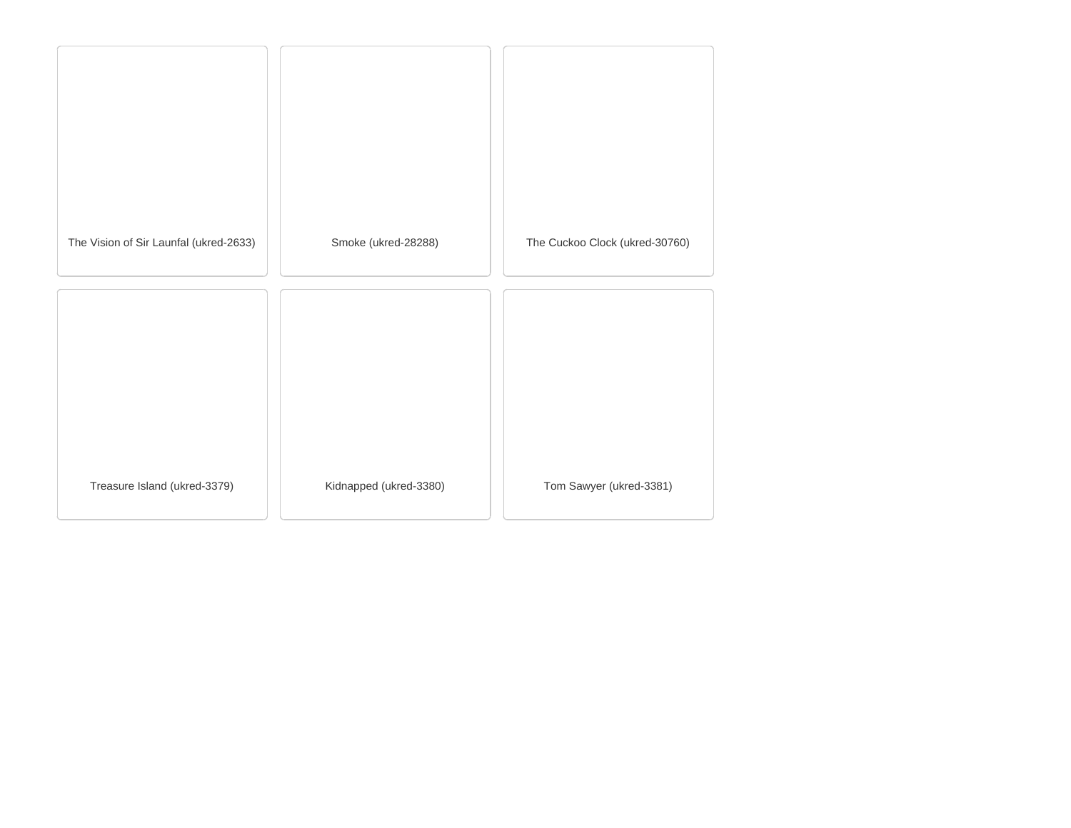The Vision of Sir Launfal (ukred-2633)

Smoke (ukred-28288)

The Cuckoo Clock (ukred-30760)

Treasure Island (ukred-3379)

Kidnapped (ukred-3380)

Tom Sawyer (ukred-3381)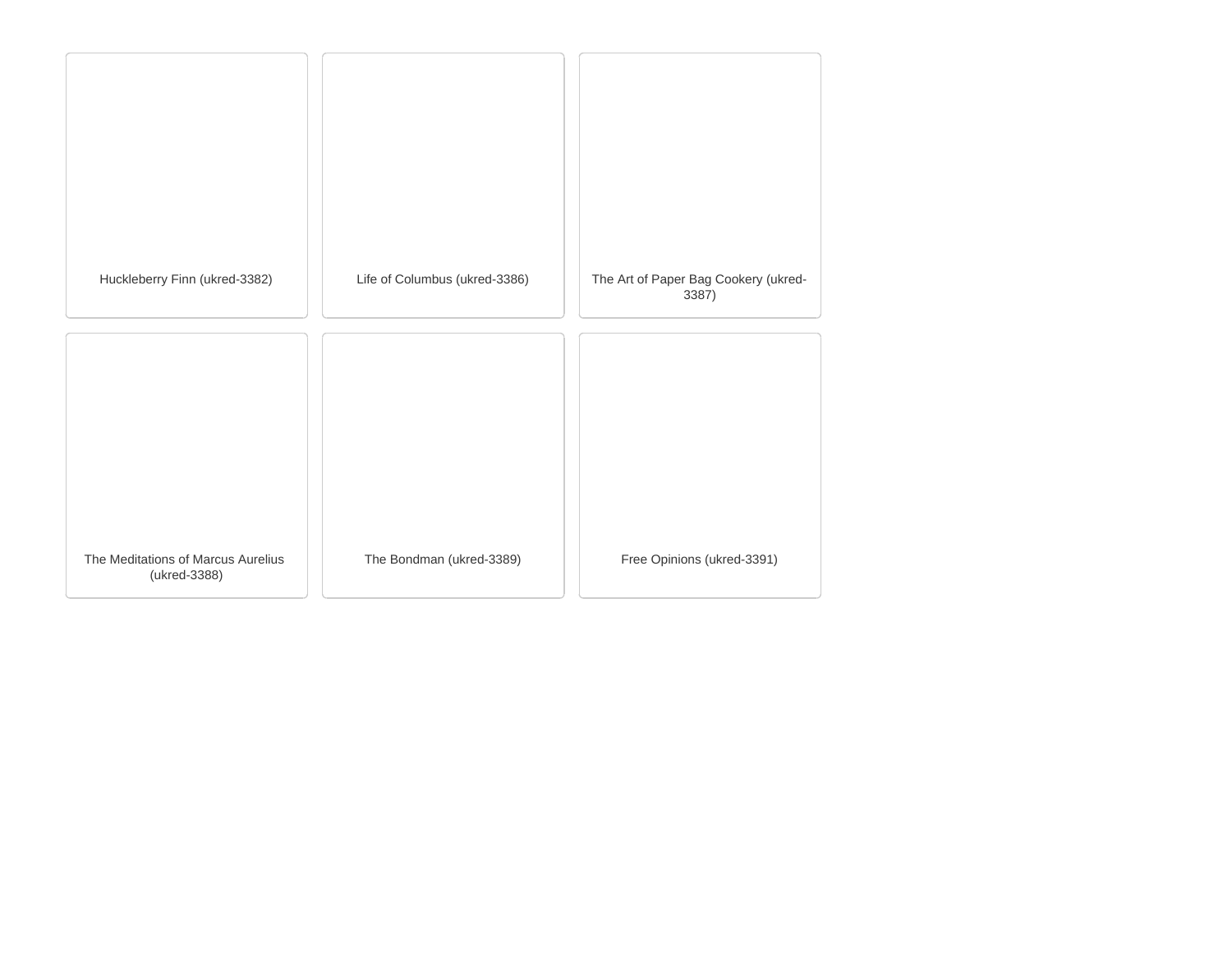Huckleberry Finn (ukred-3382)

Life of Columbus (ukred-3386)

The Art of Paper Bag Cookery (ukred-3387)

The Meditations of Marcus Aurelius (ukred-3388)

The Bondman (ukred-3389)

Free Opinions (ukred-3391)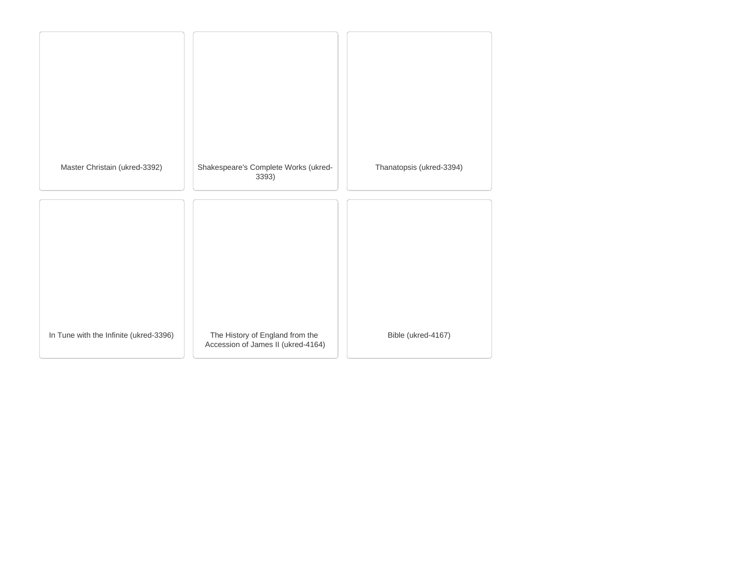Master Christain (ukred-3392)

Shakespeare's Complete Works (ukred-3393)

Thanatopsis (ukred-3394)

In Tune with the Infinite (ukred-3396)

The History of England from the Accession of James II (ukred-4164)

Bible (ukred-4167)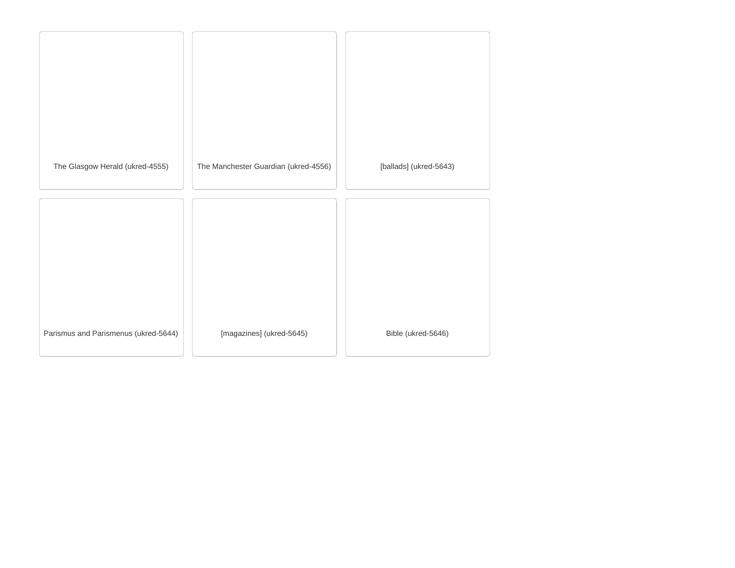The Glasgow Herald (ukred-4555)

The Manchester Guardian (ukred-4556)

[ballads] (ukred-5643)

Parismus and Parismenus (ukred-5644)

[magazines] (ukred-5645)

Bible (ukred-5646)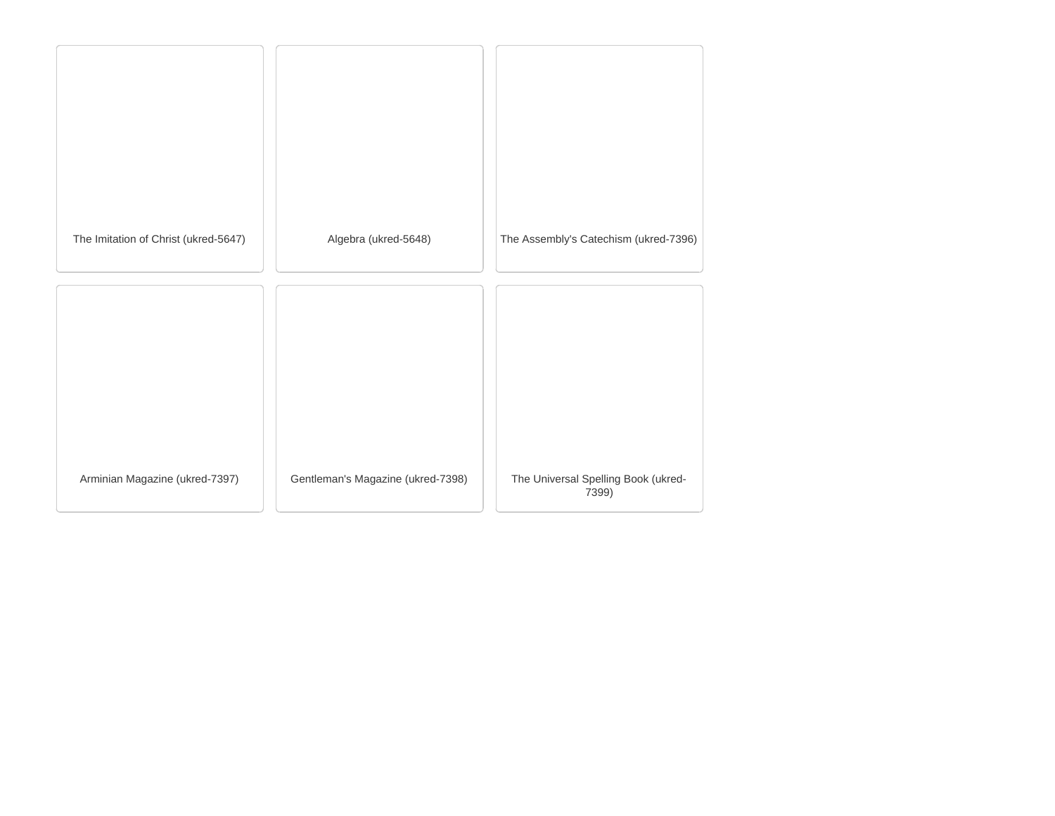The Imitation of Christ (ukred-5647)

Algebra (ukred-5648)

The Assembly's Catechism (ukred-7396)

Arminian Magazine (ukred-7397)

Gentleman's Magazine (ukred-7398)

The Universal Spelling Book (ukred-7399)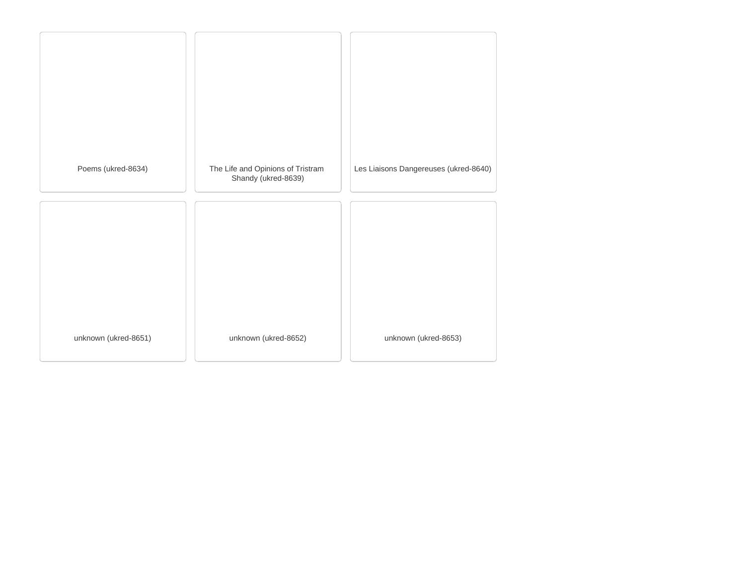Poems (ukred-8634)

The Life and Opinions of Tristram Shandy (ukred-8639)

Les Liaisons Dangereuses (ukred-8640)

unknown (ukred-8651)

unknown (ukred-8652)

unknown (ukred-8653)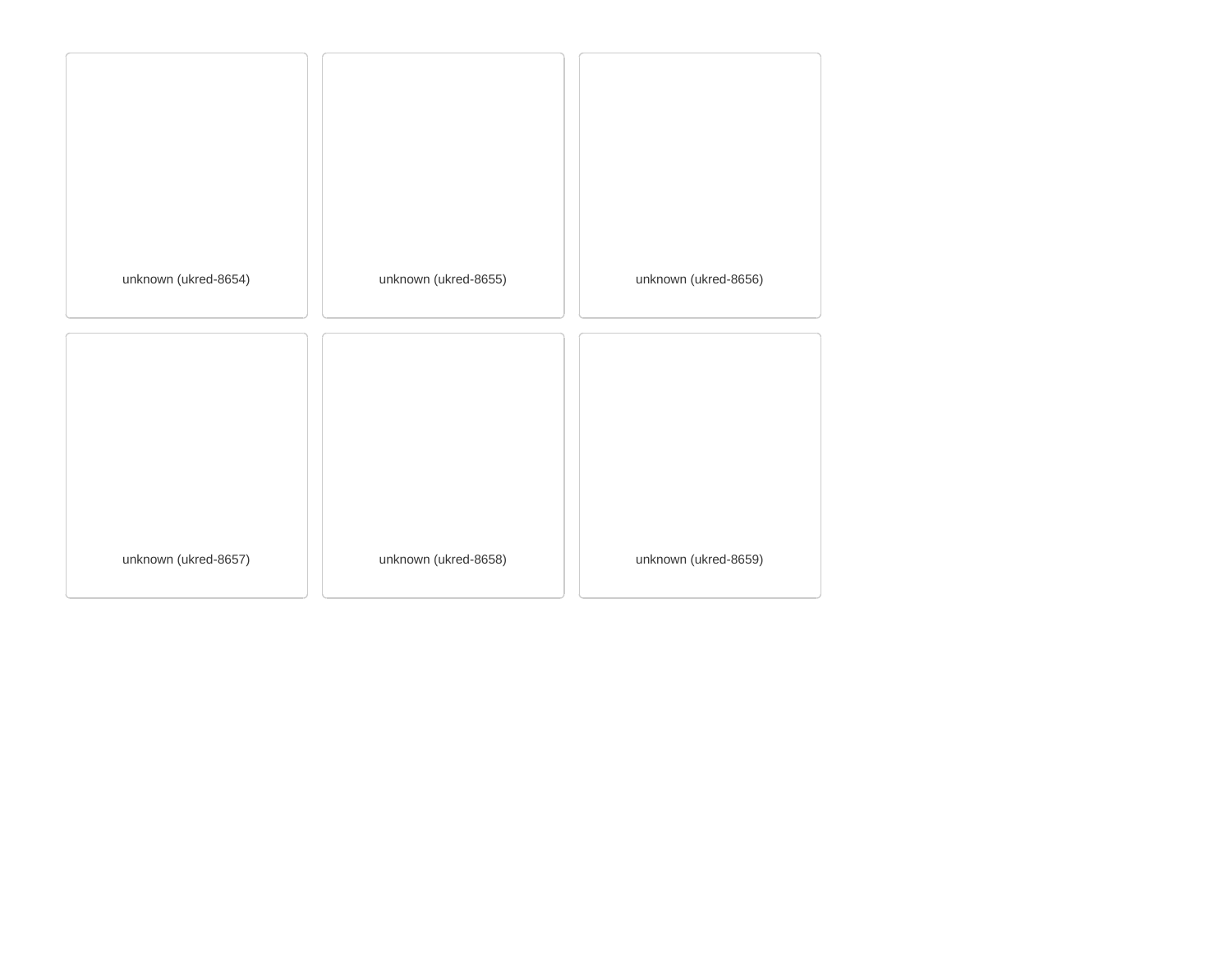unknown (ukred-8654)

unknown (ukred-8655)

unknown (ukred-8656)

unknown (ukred-8657)

unknown (ukred-8658)

unknown (ukred-8659)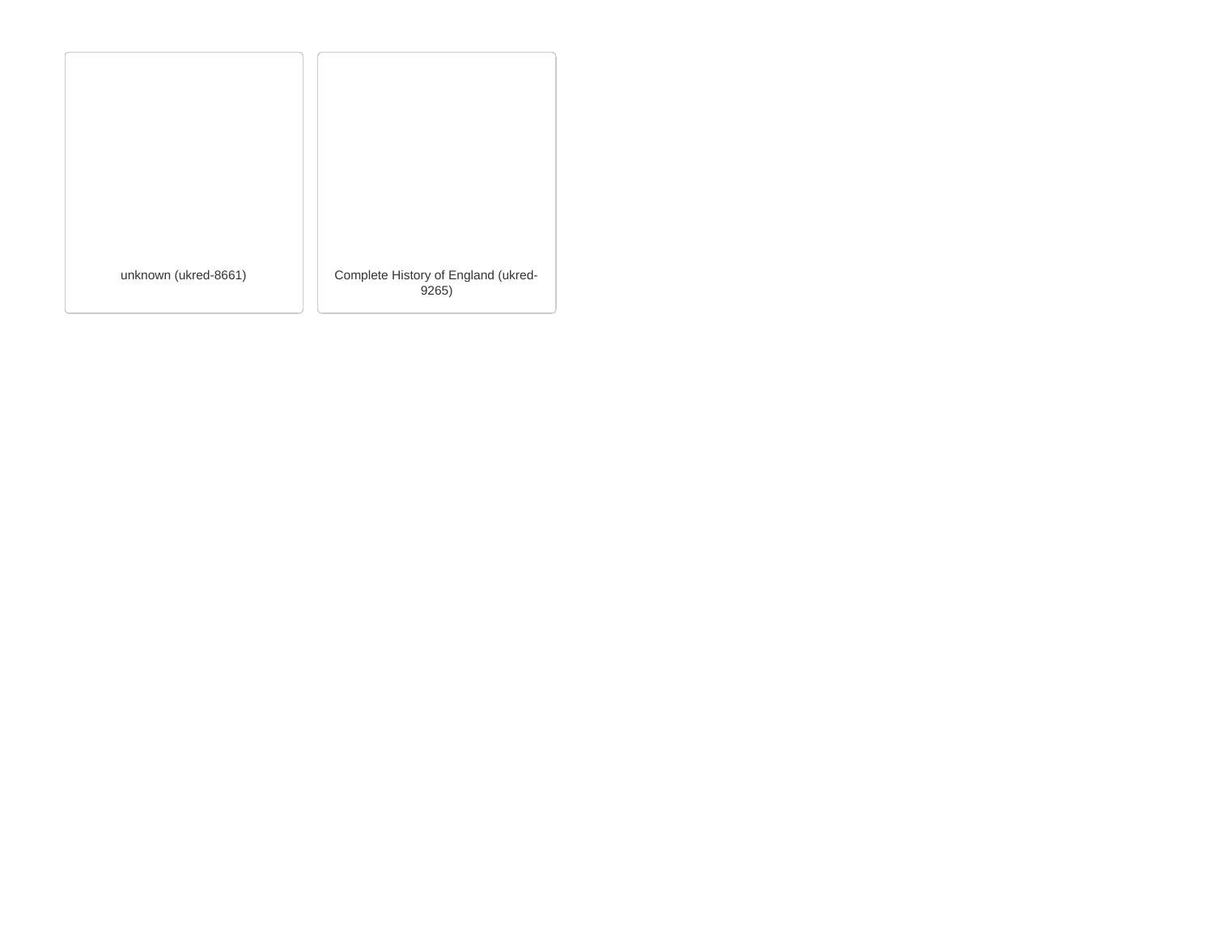unknown (ukred-8661)

Complete History of England (ukred-9265)